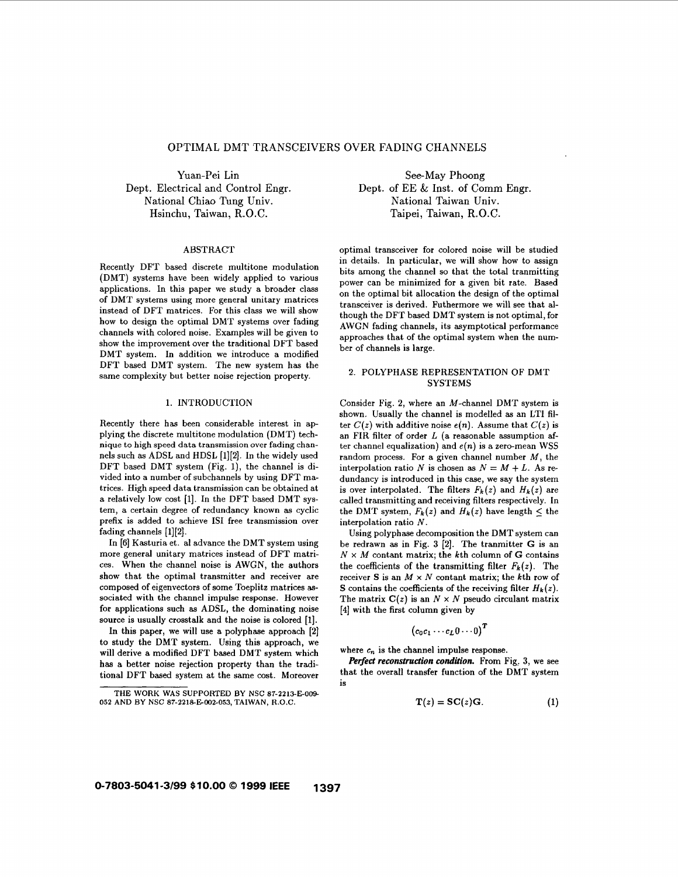# OPTIMAL DMT TRANSCEIVERS OVER FADING CHANNELS

Yuan-Pei Lin
Dept. Electrical and Control Engr.
National Chiao Tung Univ.
Hsinchu, Taiwan, R.O.C.

See-May Phoong
Dept. of EE & Inst. of Comm Engr.
National Taiwan Univ.
Taipei, Taiwan, R.O.C.

## ABSTRACT

Recently DFT based discrete multitone modulation (DMT) systems have been widely applied to various applications. In this paper we study a broader class of DMT systems using more general unitary matrices instead of DFT matrices. For this class we will show how to design the optimal DMT systems over fading channels with colored noise. Examples will be given to show the improvement over the traditional DFT based DMT system. In addition we introduce a modified DFT based DMT system. The new system has the same complexity but better noise rejection property.

## 1. INTRODUCTION

Recently there has been considerable interest in applying the discrete multitone modulation (DMT) technique to high speed data transmission over fading channels such as ADSL and HDSL [1][2]. In the widely used DFT based DMT system (Fig. 1), the channel is divided into a number of subchannels by using DFT matrices. High speed data transmission can be obtained at a relatively low cost [1]. In the DFT based DMT system, a certain degree of redundancy known as cyclic prefix is added to achieve ISI free transmission over fading channels [1][2].

In [6] Kasturia et. al advance the DMT system using more general unitary matrices instead of DFT matrices. When the channel noise is AWGN, the authors show that the optimal transmitter and receiver are composed of eigenvectors of some Toeplitz matrices associated with the channel impulse response. However for applications such as ADSL, the dominating noise source is usually crosstalk and the noise is colored [1].

In this paper, we will use a polyphase approach [2] to study the DMT system. Using this approach, we will derive a modified DFT based DMT system which has a better noise rejection property than the traditional DFT based system at the same cost. Moreover optimal transceiver for colored noise will be studied in details. In particular, we will show how to assign bits among the channel so that the total tranmitting power can be minimized for a given bit rate. Based on the optimal bit allocation the design of the optimal transceiver is derived. Futhermore we will see that although the DFT based DMT system is not optimal, for AWGN fading channels, its asymptotical performance approaches that of the optimal system when the number of channels is large.

THE WORK WAS SUPPORTED BY NSC 87-2213-E-009-052 AND BY NSC 87-2218-E-002-053, TAIWAN, R.O.C.

## 2. POLYPHASE REPRESENTATION OF DMT SYSTEMS

Consider Fig. 2, where an $M$-channel DMT system is shown. Usually the channel is modelled as an LTI filter $C(z)$ with additive noise $e(n)$. Assume that $C(z)$ is an FIR filter of order $L$ (a reasonable assumption after channel equalization) and $e(n)$ is a zero-mean WSS random process. For a given channel number $M$, the interpolation ratio $N$ is chosen as $N = M + L$. As redundancy is introduced in this case, we say the system is over interpolated. The filters $F_k(z)$ and $H_k(z)$ are called transmitting and receiving filters respectively. In the DMT system, $F_k(z)$ and $H_k(z)$ have length $\leq$ the interpolation ratio $N$.

Using polyphase decomposition the DMT system can be redrawn as in Fig. 3 [2]. The tranmitter $\mathbf{G}$ is an $N \times M$ contant matrix; the $k$th column of $\mathbf{G}$ contains the coefficients of the transmitting filter $F_k(z)$. The receiver $\mathbf{S}$ is an $M \times N$ constant matrix; the $k$th row of $\mathbf{S}$ contains the coefficients of the receiving filter $H_k(z)$. The matrix $\mathbf{C}(z)$ is an $N \times N$ pseudo circulant matrix [4] with the first column given by

$$\left(c_0 c_1 \cdots c_L 0 \cdots 0\right)^T$$

where $c_n$ is the channel impulse response.

***Perfect reconstruction condition.*** From Fig. 3, we see that the overall transfer function of the DMT system is

$$\mathbf{T}(z) = \mathbf{S}\mathbf{C}(z)\mathbf{G}. \tag{1}$$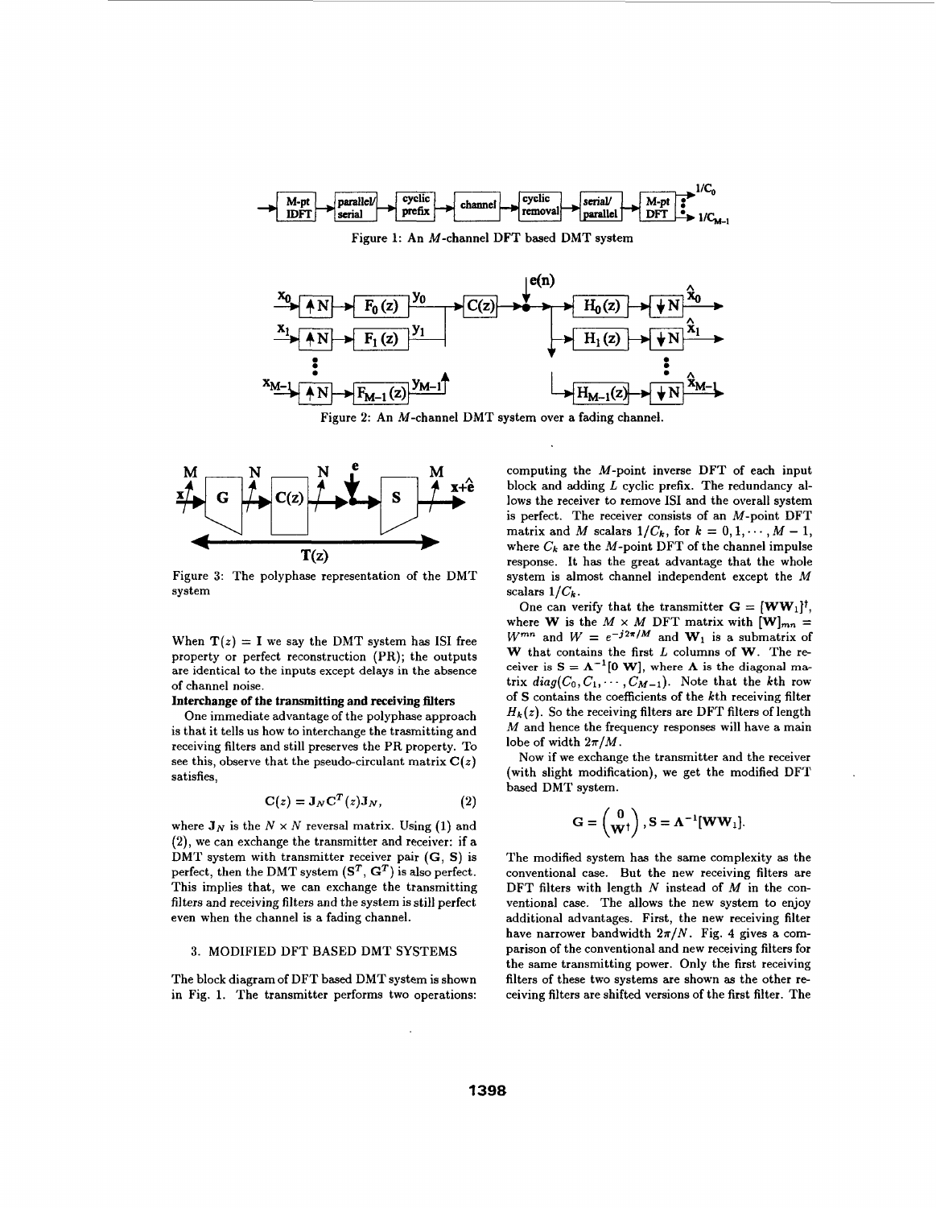Figure 1: An $M$-channel DFT based DMT system

Figure 2: An $M$-channel DMT system over a fading channel.

Figure 3: The polyphase representation of the DMT system

When $\mathbf{T}(z) = \mathbf{I}$ we say the DMT system has ISI free property or perfect reconstruction (PR); the outputs are identical to the inputs except delays in the absence of channel noise.

**Interchange of the transmitting and receiving filters**

One immediate advantage of the polyphase approach is that it tells us how to interchange the trasmitting and receiving filters and still preserves the PR property. To see this, observe that the pseudo-circulant matrix $\mathbf{C}(z)$ satisfies,

$$\mathbf{C}(z) = \mathbf{J}_N \mathbf{C}^T(z) \mathbf{J}_N, \qquad (2)$$

where $\mathbf{J}_N$ is the $N \times N$ reversal matrix. Using (1) and (2), we can exchange the transmitter and receiver: if a DMT system with transmitter receiver pair ($\mathbf{G}$, $\mathbf{S}$) is perfect, then the DMT system ($\mathbf{S}^T$, $\mathbf{G}^T$) is also perfect. This implies that, we can exchange the transmitting filters and receiving filters and the system is still perfect even when the channel is a fading channel.

## 3. MODIFIED DFT BASED DMT SYSTEMS

The block diagram of DFT based DMT system is shown in Fig. 1. The transmitter performs two operations: computing the $M$-point inverse DFT of each input block and adding $L$ cyclic prefix. The redundancy allows the receiver to remove ISI and the overall system is perfect. The receiver consists of an $M$-point DFT matrix and $M$ scalars $1/C_k$, for $k = 0, 1, \cdots, M-1$, where $C_k$ are the $M$-point DFT of the channel impulse response. It has the great advantage that the whole system is almost channel independent except the $M$ scalars $1/C_k$.

One can verify that the transmitter $\mathbf{G} = [\mathbf{W}\mathbf{W}_1]^\dagger$, where $\mathbf{W}$ is the $M \times M$ DFT matrix with $[\mathbf{W}]_{mn} = W^{mn}$ and $W = e^{-j2\pi/M}$ and $\mathbf{W}_1$ is a submatrix of $\mathbf{W}$ that contains the first $L$ columns of $\mathbf{W}$. The receiver is $\mathbf{S} = \mathbf{\Lambda}^{-1}[\mathbf{0}\ \mathbf{W}]$, where $\mathbf{\Lambda}$ is the diagonal matrix $diag(C_0, C_1, \cdots, C_{M-1})$. Note that the $k$th row of $\mathbf{S}$ contains the coefficients of the $k$th receiving filter $H_k(z)$. So the receiving filters are DFT filters of length $M$ and hence the frequency responses will have a main lobe of width $2\pi/M$.

Now if we exchange the transmitter and the receiver (with slight modification), we get the modified DFT based DMT system.

$$\mathbf{G} = \begin{pmatrix} \mathbf{0} \\ \mathbf{W}^\dagger \end{pmatrix}, \mathbf{S} = \mathbf{\Lambda}^{-1}[\mathbf{W}\mathbf{W}_1].$$

The modified system has the same complexity as the conventional case. But the new receiving filters are DFT filters with length $N$ instead of $M$ in the conventional case. The allows the new system to enjoy additional advantages. First, the new receiving filter have narrower bandwidth $2\pi/N$. Fig. 4 gives a comparison of the conventional and new receiving filters for the same transmitting power. Only the first receiving filters of these two systems are shown as the other receiving filters are shifted versions of the first filter. The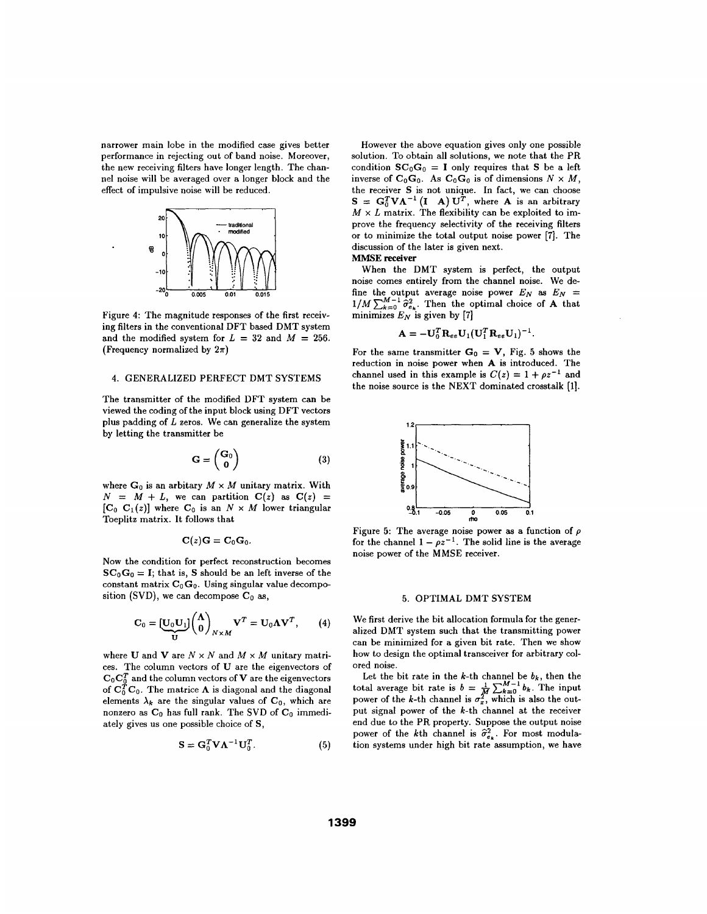narrower main lobe in the modified case gives better performance in rejecting out of band noise. Moreover, the new receiving filters have longer length. The channel noise will be averaged over a longer block and the effect of impulsive noise will be reduced.

Figure 4: The magnitude responses of the first receiving filters in the conventional DFT based DMT system and the modified system for $L = 32$ and $M = 256$. (Frequency normalized by $2\pi$)

## 4. GENERALIZED PERFECT DMT SYSTEMS

The transmitter of the modified DFT system can be viewed the coding of the input block using DFT vectors plus padding of $L$ zeros. We can generalize the system by letting the transmitter be

$$\mathbf{G} = \begin{pmatrix} \mathbf{G}_0 \\ \mathbf{0} \end{pmatrix} \tag{3}$$

where $\mathbf{G}_0$ is an arbitary $M \times M$ unitary matrix. With $N = M + L$, we can partition $\mathbf{C}(z)$ as $\mathbf{C}(z) = [\mathbf{C}_0 \ \mathbf{C}_1(z)]$ where $\mathbf{C}_0$ is an $N \times M$ lower triangular Toeplitz matrix. It follows that

$$\mathbf{C}(z)\mathbf{G} = \mathbf{C}_0\mathbf{G}_0.$$

Now the condition for perfect reconstruction becomes $\mathbf{S}\mathbf{C}_0\mathbf{G}_0 = \mathbf{I}$; that is, $\mathbf{S}$ should be an left inverse of the constant matrix $\mathbf{C}_0\mathbf{G}_0$. Using singular value decomposition (SVD), we can decompose $\mathbf{C}_0$ as,

$$\mathbf{C}_0 = \underbrace{[\mathbf{U}_0\mathbf{U}_1]}_{\mathbf{U}} \begin{pmatrix} \mathbf{\Lambda} \\ \mathbf{0} \end{pmatrix}_{N \times M} \mathbf{V}^T = \mathbf{U}_0 \mathbf{\Lambda} \mathbf{V}^T, \tag{4}$$

where $\mathbf{U}$ and $\mathbf{V}$ are $N \times N$ and $M \times M$ unitary matrices. The column vectors of $\mathbf{U}$ are the eigenvectors of $\mathbf{C}_0\mathbf{C}_0^T$ and the column vectors of $\mathbf{V}$ are the eigenvectors of $\mathbf{C}_0^T\mathbf{C}_0$. The matrice $\mathbf{\Lambda}$ is diagonal and the diagonal elements $\lambda_k$ are the singular values of $\mathbf{C}_0$, which are nonzero as $\mathbf{C}_0$ has full rank. The SVD of $\mathbf{C}_0$ immediately gives us one possible choice of $\mathbf{S}$,

$$\mathbf{S} = \mathbf{G}_0^T \mathbf{V} \mathbf{\Lambda}^{-1} \mathbf{U}_0^T. \tag{5}$$

However the above equation gives only one possible solution. To obtain all solutions, we note that the PR condition $\mathbf{S}\mathbf{C}_0\mathbf{G}_0 = \mathbf{I}$ only requires that $\mathbf{S}$ be a left inverse of $\mathbf{C}_0\mathbf{G}_0$. As $\mathbf{C}_0\mathbf{G}_0$ is of dimensions $N \times M$, the receiver $\mathbf{S}$ is not unique. In fact, we can choose $\mathbf{S} = \mathbf{G}_0^T \mathbf{V} \mathbf{\Lambda}^{-1} (\mathbf{I} \ \ \mathbf{A}) \mathbf{U}^T$, where $\mathbf{A}$ is an arbitrary $M \times L$ matrix. The flexibility can be exploited to improve the frequency selectivity of the receiving filters or to minimize the total output noise power [7]. The discussion of the later is given next.

**MMSE receiver**

When the DMT system is perfect, the output noise comes entirely from the channel noise. We define the output average noise power $E_N$ as $E_N = 1/M \sum_{k=0}^{M-1} \widehat{\sigma}_{e_k}^2$. Then the optimal choice of $\mathbf{A}$ that minimizes $E_N$ is given by [7]

$$\mathbf{A} = -\mathbf{U}_0^T \mathbf{R}_{ee} \mathbf{U}_1 (\mathbf{U}_1^T \mathbf{R}_{ee} \mathbf{U}_1)^{-1}.$$

For the same transmitter $\mathbf{G}_0 = \mathbf{V}$, Fig. 5 shows the reduction in noise power when $\mathbf{A}$ is introduced. The channel used in this example is $C(z) = 1 + \rho z^{-1}$ and the noise source is the NEXT dominated crosstalk [1].

Figure 5: The average noise power as a function of $\rho$ for the channel $1 - \rho z^{-1}$. The solid line is the average noise power of the MMSE receiver.

## 5. OPTIMAL DMT SYSTEM

We first derive the bit allocation formula for the generalized DMT system such that the transmitting power can be minimized for a given bit rate. Then we show how to design the optimal transceiver for arbitrary colored noise.

Let the bit rate in the $k$-th channel be $b_k$, then the total average bit rate is $b = \frac{1}{M}\sum_{k=0}^{M-1} b_k$. The input power of the $k$-th channel is $\sigma_x^2$, which is also the output signal power of the $k$-th channel at the receiver end due to the PR property. Suppose the output noise power of the $k$th channel is $\widehat{\sigma}_{e_k}^2$. For most modulation systems under high bit rate assumption, we have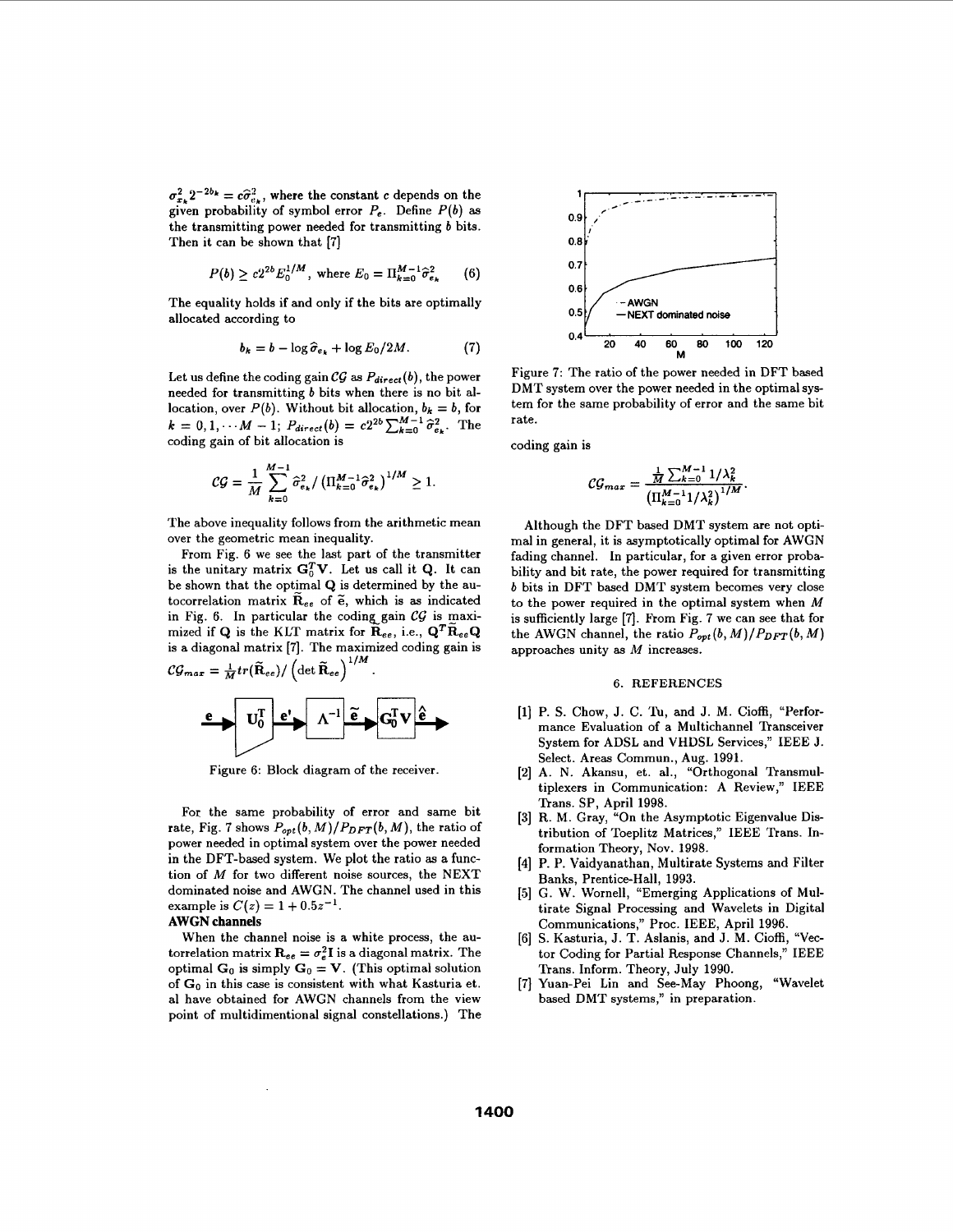$\sigma_{x_k}^2 2^{-2b_k} = c\hat{\sigma}_{e_k}^2$, where the constant $c$ depends on the given probability of symbol error $P_e$. Define $P(b)$ as the transmitting power needed for transmitting $b$ bits. Then it can be shown that [7]

$$P(b) \geq c2^{2b} E_0^{1/M}, \text{ where } E_0 = \Pi_{k=0}^{M-1} \hat{\sigma}_{e_k}^2 \qquad (6)$$

The equality holds if and only if the bits are optimally allocated according to

$$b_k = b - \log \hat{\sigma}_{e_k} + \log E_0/2M. \qquad (7)$$

Let us define the coding gain $\mathcal{CG}$ as $P_{direct}(b)$, the power needed for transmitting $b$ bits when there is no bit allocation, over $P(b)$. Without bit allocation, $b_k = b$, for $k = 0, 1, \cdots M-1$; $P_{direct}(b) = c2^{2b} \sum_{k=0}^{M-1} \hat{\sigma}_{e_k}^2$. The coding gain of bit allocation is

$$\mathcal{CG} = \frac{1}{M} \sum_{k=0}^{M-1} \hat{\sigma}_{e_k}^2 / \left(\Pi_{k=0}^{M-1} \hat{\sigma}_{e_k}^2\right)^{1/M} \geq 1.$$

The above inequality follows from the arithmetic mean over the geometric mean inequality.

From Fig. 6 we see the last part of the transmitter is the unitary matrix $\mathbf{G}_0^T \mathbf{V}$. Let us call it $\mathbf{Q}$. It can be shown that the optimal $\mathbf{Q}$ is determined by the autocorrelation matrix $\widetilde{\mathbf{R}}_{ee}$ of $\widetilde{\mathbf{e}}$, which is as indicated in Fig. 6. In particular the coding gain $\mathcal{CG}$ is maximized if $\mathbf{Q}$ is the KLT matrix for $\widetilde{\mathbf{R}}_{ee}$, i.e., $\mathbf{Q}^T \widetilde{\mathbf{R}}_{ee} \mathbf{Q}$ is a diagonal matrix [7]. The maximized coding gain is $\mathcal{CG}_{max} = \frac{1}{M} tr(\widetilde{\mathbf{R}}_{ee}) / \left(\det \widetilde{\mathbf{R}}_{ee}\right)^{1/M}$.

e → $\mathbf{U}_0^T$ → e' → $\Lambda^{-1}$ → $\widetilde{\mathbf{e}}$ → $\mathbf{G}_0^T \mathbf{V}$ → $\hat{\mathbf{e}}$

Figure 6: Block diagram of the receiver.

For the same probability of error and same bit rate, Fig. 7 shows $P_{opt}(b, M)/P_{DFT}(b, M)$, the ratio of power needed in optimal system over the power needed in the DFT-based system. We plot the ratio as a function of $M$ for two different noise sources, the NEXT dominated noise and AWGN. The channel used in this example is $C(z) = 1 + 0.5z^{-1}$.

**AWGN channels**

When the channel noise is a white process, the autocorrelation matrix $\mathbf{R}_{ee} = \sigma_e^2 \mathbf{I}$ is a diagonal matrix. The optimal $\mathbf{G}_0$ is simply $\mathbf{G}_0 = \mathbf{V}$. (This optimal solution of $\mathbf{G}_0$ in this case is consistent with what Kasturia et. al have obtained for AWGN channels from the view point of multidimentional signal constellations.) The

1
0.9
0.8
0.7
0.6
0.5
0.4
20 40 60 80 100 120
M
- - AWGN
— NEXT dominated noise

Figure 7: The ratio of the power needed in DFT based DMT system over the power needed in the optimal system for the same probability of error and the same bit rate.

coding gain is

$$\mathcal{CG}_{max} = \frac{\frac{1}{M} \sum_{k=0}^{M-1} 1/\lambda_k^2}{\left(\Pi_{k=0}^{M-1} 1/\lambda_k^2\right)^{1/M}}.$$

Although the DFT based DMT system are not optimal in general, it is asymptotically optimal for AWGN fading channel. In particular, for a given error probability and bit rate, the power required for transmitting $b$ bits in DFT based DMT system becomes very close to the power required in the optimal system when $M$ is sufficiently large [7]. From Fig. 7 we can see that for the AWGN channel, the ratio $P_{opt}(b, M)/P_{DFT}(b, M)$ approaches unity as $M$ increases.

## 6. REFERENCES

[1] P. S. Chow, J. C. Tu, and J. M. Cioffi, "Performance Evaluation of a Multichannel Transceiver System for ADSL and VHDSL Services," IEEE J. Select. Areas Commun., Aug. 1991.

[2] A. N. Akansu, et. al., "Orthogonal Transmultiplexers in Communication: A Review," IEEE Trans. SP, April 1998.

[3] R. M. Gray, "On the Asymptotic Eigenvalue Distribution of Toeplitz Matrices," IEEE Trans. Information Theory, Nov. 1998.

[4] P. P. Vaidyanathan, Multirate Systems and Filter Banks, Prentice-Hall, 1993.

[5] G. W. Wornell, "Emerging Applications of Multirate Signal Processing and Wavelets in Digital Communications," Proc. IEEE, April 1996.

[6] S. Kasturia, J. T. Aslanis, and J. M. Cioffi, "Vector Coding for Partial Response Channels," IEEE Trans. Inform. Theory, July 1990.

[7] Yuan-Pei Lin and See-May Phoong, "Wavelet based DMT systems," in preparation.